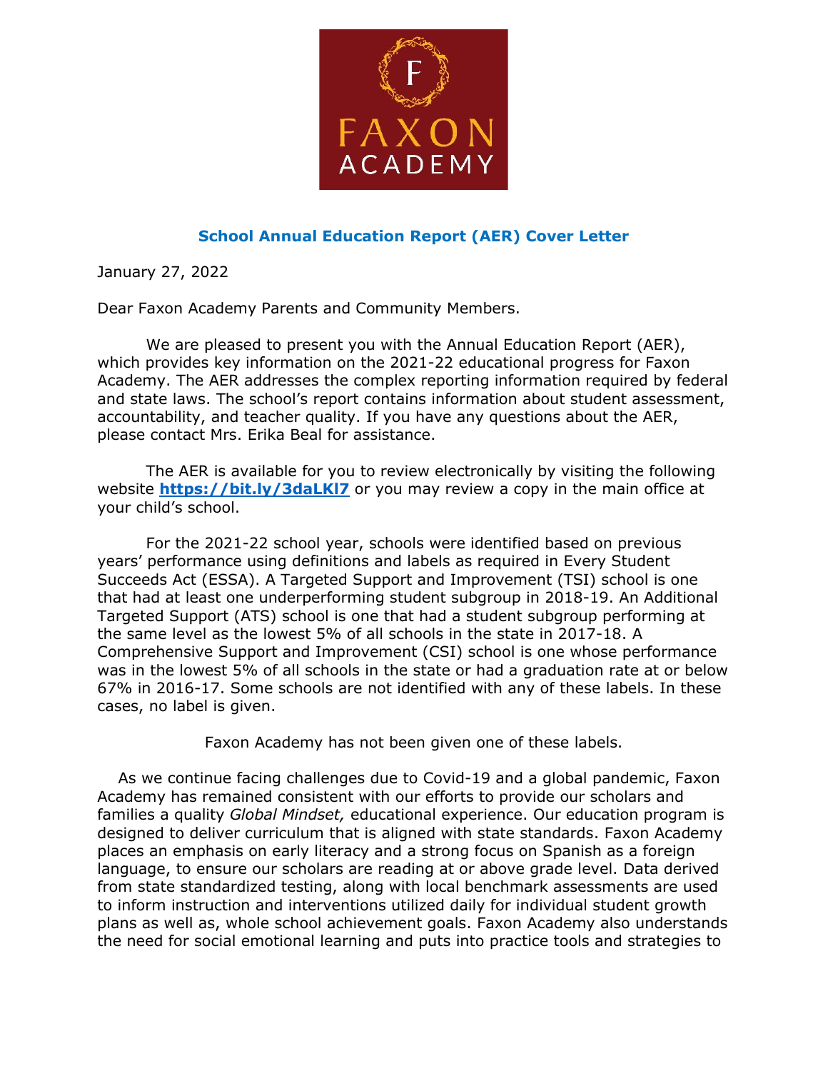FAXON ACADEMY

## School Annual Education Report (AER) Cover Letter

January 27, 2022

Dear Faxon Academy Parents and Community Members.

We are pleased to present you with the Annual Education Report (AER), which provides key information on the 2021-22 educational progress for Faxon Academy. The AER addresses the complex reporting information required by federal and state laws. The school's report contains information about student assessment, accountability, and teacher quality. If you have any questions about the AER, please contact Mrs. Erika Beal for assistance.

The AER is available for you to review electronically by visiting the following website **https://bit.ly/3daLKl7** or you may review a copy in the main office at your child's school.

For the 2021-22 school year, schools were identified based on previous years' performance using definitions and labels as required in Every Student Succeeds Act (ESSA). A Targeted Support and Improvement (TSI) school is one that had at least one underperforming student subgroup in 2018-19. An Additional Targeted Support (ATS) school is one that had a student subgroup performing at the same level as the lowest 5% of all schools in the state in 2017-18. A Comprehensive Support and Improvement (CSI) school is one whose performance was in the lowest 5% of all schools in the state or had a graduation rate at or below 67% in 2016-17. Some schools are not identified with any of these labels. In these cases, no label is given.

Faxon Academy has not been given one of these labels.

As we continue facing challenges due to Covid-19 and a global pandemic, Faxon Academy has remained consistent with our efforts to provide our scholars and families a quality *Global Mindset,* educational experience. Our education program is designed to deliver curriculum that is aligned with state standards. Faxon Academy places an emphasis on early literacy and a strong focus on Spanish as a foreign language, to ensure our scholars are reading at or above grade level. Data derived from state standardized testing, along with local benchmark assessments are used to inform instruction and interventions utilized daily for individual student growth plans as well as, whole school achievement goals. Faxon Academy also understands the need for social emotional learning and puts into practice tools and strategies to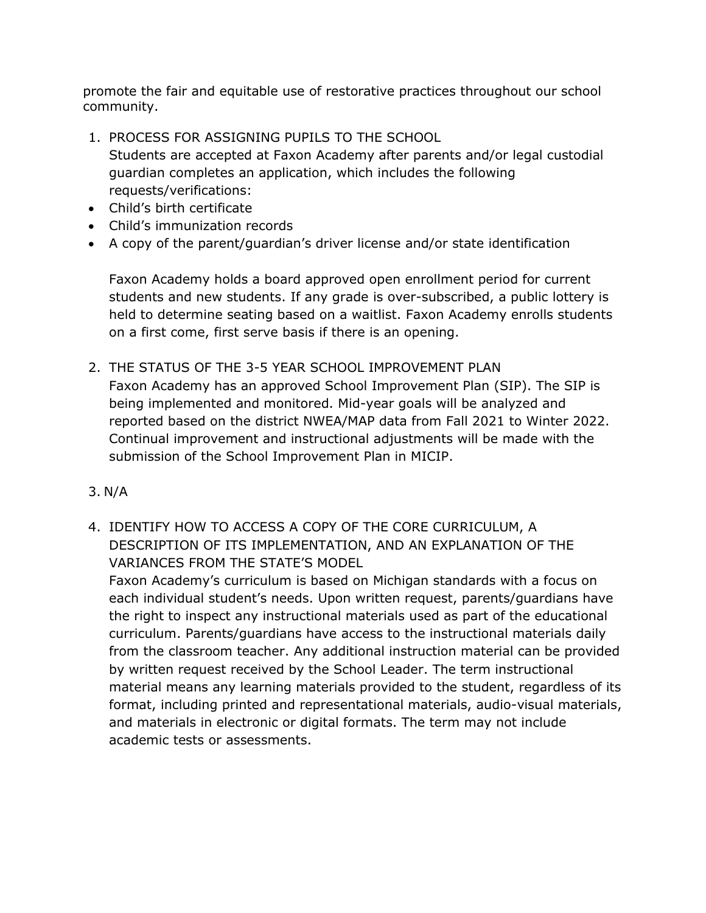promote the fair and equitable use of restorative practices throughout our school community.

1. PROCESS FOR ASSIGNING PUPILS TO THE SCHOOL
   Students are accepted at Faxon Academy after parents and/or legal custodial guardian completes an application, which includes the following requests/verifications:

- Child's birth certificate
- Child's immunization records
- A copy of the parent/guardian's driver license and/or state identification

   Faxon Academy holds a board approved open enrollment period for current students and new students. If any grade is over-subscribed, a public lottery is held to determine seating based on a waitlist. Faxon Academy enrolls students on a first come, first serve basis if there is an opening.

2. THE STATUS OF THE 3-5 YEAR SCHOOL IMPROVEMENT PLAN
   Faxon Academy has an approved School Improvement Plan (SIP). The SIP is being implemented and monitored. Mid-year goals will be analyzed and reported based on the district NWEA/MAP data from Fall 2021 to Winter 2022. Continual improvement and instructional adjustments will be made with the submission of the School Improvement Plan in MICIP.

3. N/A

4. IDENTIFY HOW TO ACCESS A COPY OF THE CORE CURRICULUM, A DESCRIPTION OF ITS IMPLEMENTATION, AND AN EXPLANATION OF THE VARIANCES FROM THE STATE'S MODEL
   Faxon Academy's curriculum is based on Michigan standards with a focus on each individual student's needs. Upon written request, parents/guardians have the right to inspect any instructional materials used as part of the educational curriculum. Parents/guardians have access to the instructional materials daily from the classroom teacher. Any additional instruction material can be provided by written request received by the School Leader. The term instructional material means any learning materials provided to the student, regardless of its format, including printed and representational materials, audio-visual materials, and materials in electronic or digital formats. The term may not include academic tests or assessments.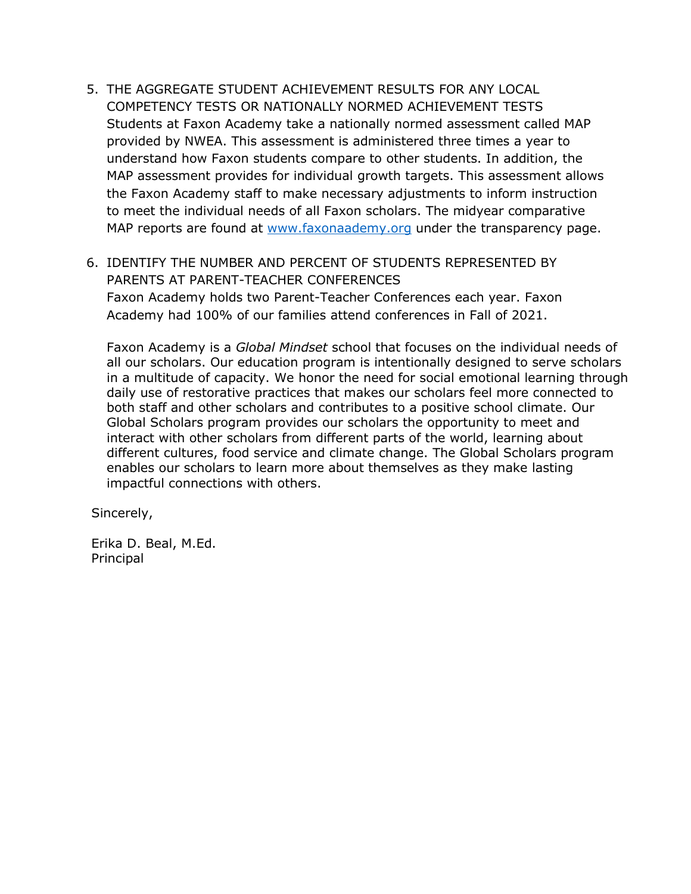5. THE AGGREGATE STUDENT ACHIEVEMENT RESULTS FOR ANY LOCAL COMPETENCY TESTS OR NATIONALLY NORMED ACHIEVEMENT TESTS
   Students at Faxon Academy take a nationally normed assessment called MAP provided by NWEA. This assessment is administered three times a year to understand how Faxon students compare to other students. In addition, the MAP assessment provides for individual growth targets. This assessment allows the Faxon Academy staff to make necessary adjustments to inform instruction to meet the individual needs of all Faxon scholars. The midyear comparative MAP reports are found at [www.faxonaademy.org](www.faxonaademy.org) under the transparency page.

6. IDENTIFY THE NUMBER AND PERCENT OF STUDENTS REPRESENTED BY PARENTS AT PARENT-TEACHER CONFERENCES
   Faxon Academy holds two Parent-Teacher Conferences each year. Faxon Academy had 100% of our families attend conferences in Fall of 2021.

   Faxon Academy is a *Global Mindset* school that focuses on the individual needs of all our scholars. Our education program is intentionally designed to serve scholars in a multitude of capacity. We honor the need for social emotional learning through daily use of restorative practices that makes our scholars feel more connected to both staff and other scholars and contributes to a positive school climate. Our Global Scholars program provides our scholars the opportunity to meet and interact with other scholars from different parts of the world, learning about different cultures, food service and climate change. The Global Scholars program enables our scholars to learn more about themselves as they make lasting impactful connections with others.

Sincerely,

Erika D. Beal, M.Ed.
Principal